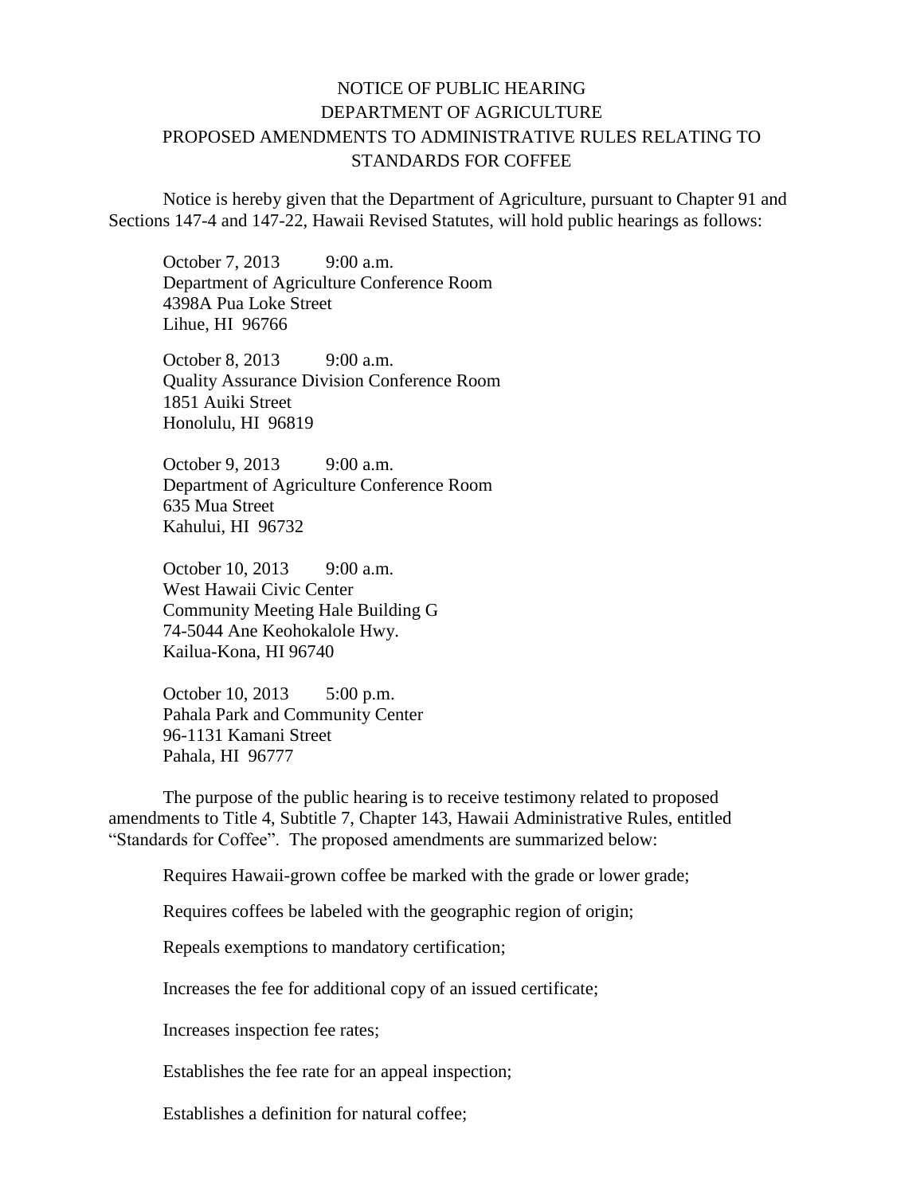# NOTICE OF PUBLIC HEARING
# DEPARTMENT OF AGRICULTURE
# PROPOSED AMENDMENTS TO ADMINISTRATIVE RULES RELATING TO STANDARDS FOR COFFEE

Notice is hereby given that the Department of Agriculture, pursuant to Chapter 91 and Sections 147-4 and 147-22, Hawaii Revised Statutes, will hold public hearings as follows:

October 7, 2013 9:00 a.m.
Department of Agriculture Conference Room
4398A Pua Loke Street
Lihue, HI 96766

October 8, 2013 9:00 a.m.
Quality Assurance Division Conference Room
1851 Auiki Street
Honolulu, HI 96819

October 9, 2013 9:00 a.m.
Department of Agriculture Conference Room
635 Mua Street
Kahului, HI 96732

October 10, 2013 9:00 a.m.
West Hawaii Civic Center
Community Meeting Hale Building G
74-5044 Ane Keohokalole Hwy.
Kailua-Kona, HI 96740

October 10, 2013 5:00 p.m.
Pahala Park and Community Center
96-1131 Kamani Street
Pahala, HI 96777

The purpose of the public hearing is to receive testimony related to proposed amendments to Title 4, Subtitle 7, Chapter 143, Hawaii Administrative Rules, entitled "Standards for Coffee". The proposed amendments are summarized below:

Requires Hawaii-grown coffee be marked with the grade or lower grade;

Requires coffees be labeled with the geographic region of origin;

Repeals exemptions to mandatory certification;

Increases the fee for additional copy of an issued certificate;

Increases inspection fee rates;

Establishes the fee rate for an appeal inspection;

Establishes a definition for natural coffee;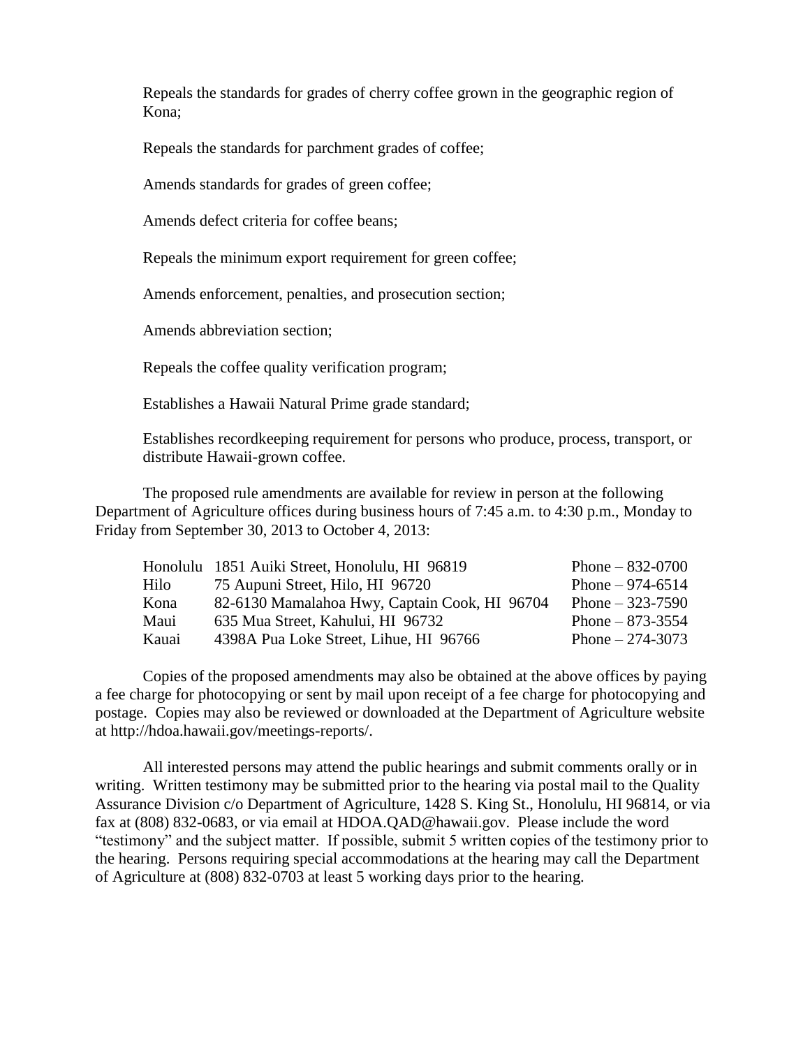Repeals the standards for grades of cherry coffee grown in the geographic region of Kona;

Repeals the standards for parchment grades of coffee;

Amends standards for grades of green coffee;

Amends defect criteria for coffee beans;

Repeals the minimum export requirement for green coffee;

Amends enforcement, penalties, and prosecution section;

Amends abbreviation section;

Repeals the coffee quality verification program;

Establishes a Hawaii Natural Prime grade standard;

Establishes recordkeeping requirement for persons who produce, process, transport, or distribute Hawaii-grown coffee.

The proposed rule amendments are available for review in person at the following Department of Agriculture offices during business hours of 7:45 a.m. to 4:30 p.m., Monday to Friday from September 30, 2013 to October 4, 2013:

| | | |
|---|---|---|
| Honolulu | 1851 Auiki Street, Honolulu, HI 96819 | Phone – 832-0700 |
| Hilo | 75 Aupuni Street, Hilo, HI 96720 | Phone – 974-6514 |
| Kona | 82-6130 Mamalahoa Hwy, Captain Cook, HI 96704 | Phone – 323-7590 |
| Maui | 635 Mua Street, Kahului, HI 96732 | Phone – 873-3554 |
| Kauai | 4398A Pua Loke Street, Lihue, HI 96766 | Phone – 274-3073 |

Copies of the proposed amendments may also be obtained at the above offices by paying a fee charge for photocopying or sent by mail upon receipt of a fee charge for photocopying and postage. Copies may also be reviewed or downloaded at the Department of Agriculture website at http://hdoa.hawaii.gov/meetings-reports/.

All interested persons may attend the public hearings and submit comments orally or in writing. Written testimony may be submitted prior to the hearing via postal mail to the Quality Assurance Division c/o Department of Agriculture, 1428 S. King St., Honolulu, HI 96814, or via fax at (808) 832-0683, or via email at HDOA.QAD@hawaii.gov. Please include the word "testimony" and the subject matter. If possible, submit 5 written copies of the testimony prior to the hearing. Persons requiring special accommodations at the hearing may call the Department of Agriculture at (808) 832-0703 at least 5 working days prior to the hearing.